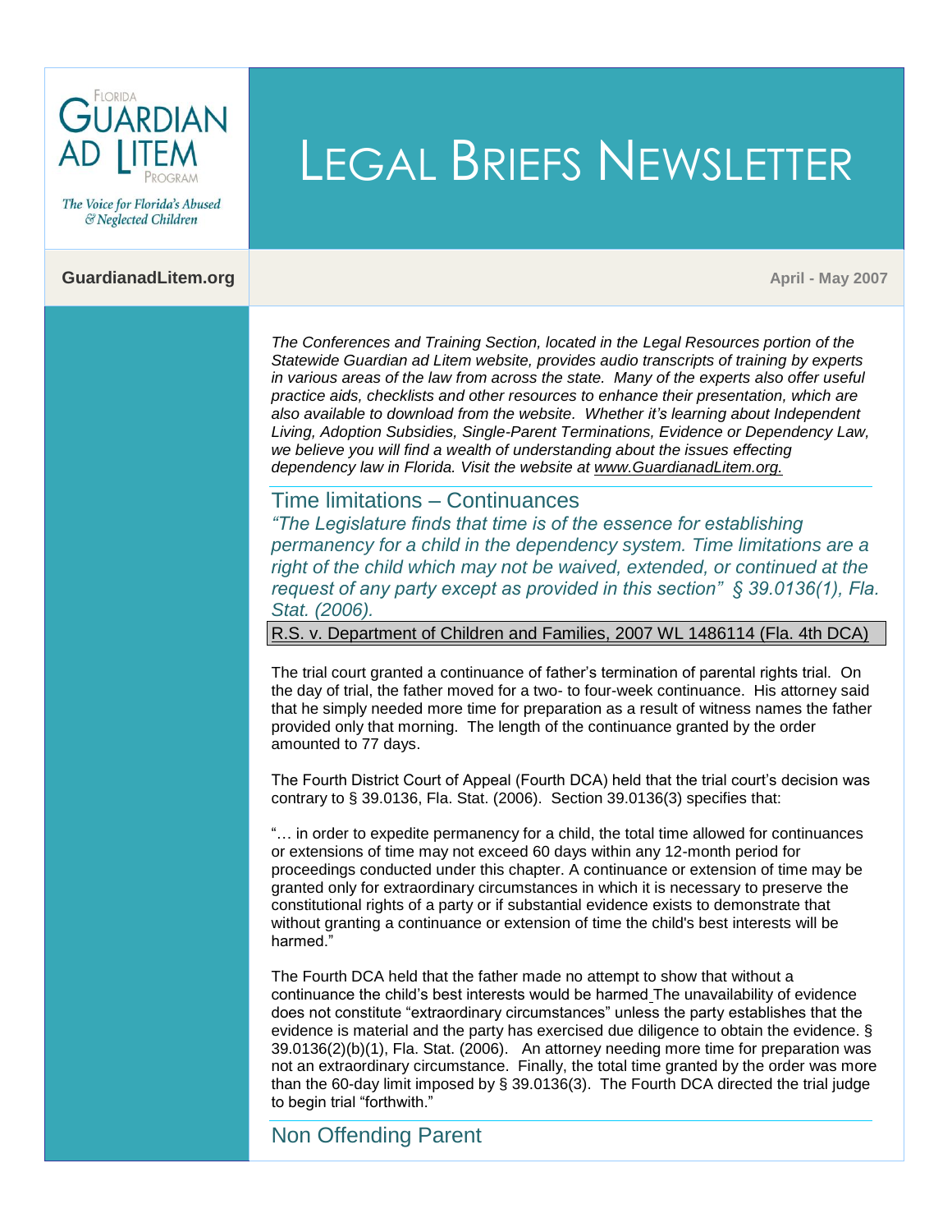Florida Guardian ad Litem Program

*The Voice for Florida's Abused & Neglected Children*

# Legal Briefs Newsletter

**GuardianadLitem.org**

**April - May 2007**

*The Conferences and Training Section, located in the Legal Resources portion of the Statewide Guardian ad Litem website, provides audio transcripts of training by experts in various areas of the law from across the state. Many of the experts also offer useful practice aids, checklists and other resources to enhance their presentation, which are also available to download from the website. Whether it's learning about Independent Living, Adoption Subsidies, Single-Parent Terminations, Evidence or Dependency Law, we believe you will find a wealth of understanding about the issues effecting dependency law in Florida. Visit the website at www.GuardianadLitem.org.*

## Time limitations – Continuances

*"The Legislature finds that time is of the essence for establishing permanency for a child in the dependency system. Time limitations are a right of the child which may not be waived, extended, or continued at the request of any party except as provided in this section" § 39.0136(1), Fla. Stat. (2006).*

### R.S. v. Department of Children and Families, 2007 WL 1486114 (Fla. 4th DCA)

The trial court granted a continuance of father's termination of parental rights trial. On the day of trial, the father moved for a two- to four-week continuance. His attorney said that he simply needed more time for preparation as a result of witness names the father provided only that morning. The length of the continuance granted by the order amounted to 77 days.

The Fourth District Court of Appeal (Fourth DCA) held that the trial court's decision was contrary to § 39.0136, Fla. Stat. (2006). Section 39.0136(3) specifies that:

"… in order to expedite permanency for a child, the total time allowed for continuances or extensions of time may not exceed 60 days within any 12-month period for proceedings conducted under this chapter. A continuance or extension of time may be granted only for extraordinary circumstances in which it is necessary to preserve the constitutional rights of a party or if substantial evidence exists to demonstrate that without granting a continuance or extension of time the child's best interests will be harmed."

The Fourth DCA held that the father made no attempt to show that without a continuance the child's best interests would be harmed The unavailability of evidence does not constitute "extraordinary circumstances" unless the party establishes that the evidence is material and the party has exercised due diligence to obtain the evidence. § 39.0136(2)(b)(1), Fla. Stat. (2006). An attorney needing more time for preparation was not an extraordinary circumstance. Finally, the total time granted by the order was more than the 60-day limit imposed by § 39.0136(3). The Fourth DCA directed the trial judge to begin trial "forthwith."

## Non Offending Parent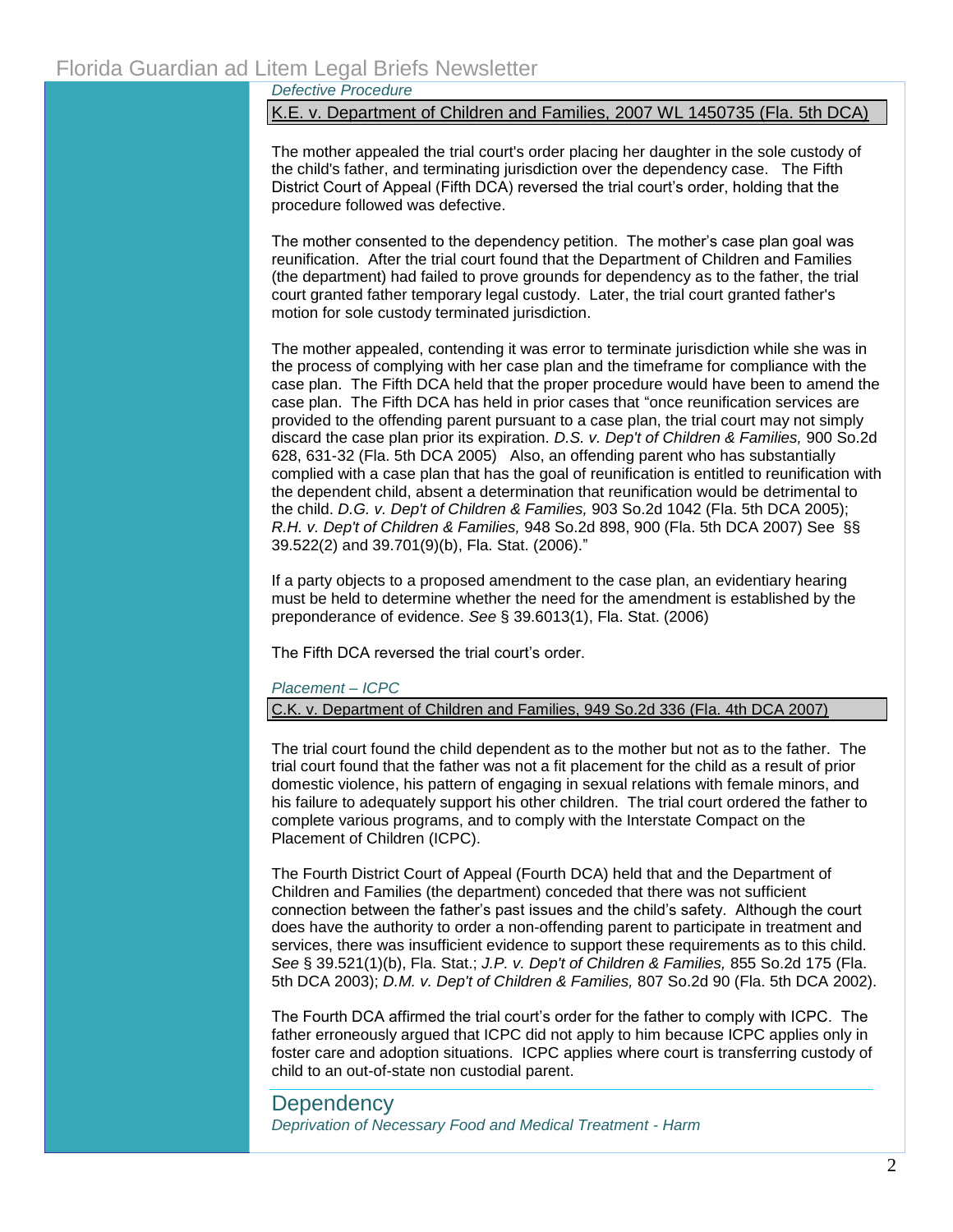*Defective Procedure*

### K.E. v. Department of Children and Families, 2007 WL 1450735 (Fla. 5th DCA)

The mother appealed the trial court's order placing her daughter in the sole custody of the child's father, and terminating jurisdiction over the dependency case. The Fifth District Court of Appeal (Fifth DCA) reversed the trial court's order, holding that the procedure followed was defective.

The mother consented to the dependency petition. The mother's case plan goal was reunification. After the trial court found that the Department of Children and Families (the department) had failed to prove grounds for dependency as to the father, the trial court granted father temporary legal custody. Later, the trial court granted father's motion for sole custody terminated jurisdiction.

The mother appealed, contending it was error to terminate jurisdiction while she was in the process of complying with her case plan and the timeframe for compliance with the case plan. The Fifth DCA held that the proper procedure would have been to amend the case plan. The Fifth DCA has held in prior cases that "once reunification services are provided to the offending parent pursuant to a case plan, the trial court may not simply discard the case plan prior its expiration. *D.S. v. Dep't of Children & Families,* 900 So.2d 628, 631-32 (Fla. 5th DCA 2005) Also, an offending parent who has substantially complied with a case plan that has the goal of reunification is entitled to reunification with the dependent child, absent a determination that reunification would be detrimental to the child. *D.G. v. Dep't of Children & Families,* 903 So.2d 1042 (Fla. 5th DCA 2005); *R.H. v. Dep't of Children & Families,* 948 So.2d 898, 900 (Fla. 5th DCA 2007) See §§ 39.522(2) and 39.701(9)(b), Fla. Stat. (2006)."

If a party objects to a proposed amendment to the case plan, an evidentiary hearing must be held to determine whether the need for the amendment is established by the preponderance of evidence. *See* § 39.6013(1), Fla. Stat. (2006)

The Fifth DCA reversed the trial court's order.

*Placement – ICPC*

### C.K. v. Department of Children and Families, 949 So.2d 336 (Fla. 4th DCA 2007)

The trial court found the child dependent as to the mother but not as to the father. The trial court found that the father was not a fit placement for the child as a result of prior domestic violence, his pattern of engaging in sexual relations with female minors, and his failure to adequately support his other children. The trial court ordered the father to complete various programs, and to comply with the Interstate Compact on the Placement of Children (ICPC).

The Fourth District Court of Appeal (Fourth DCA) held that and the Department of Children and Families (the department) conceded that there was not sufficient connection between the father's past issues and the child's safety. Although the court does have the authority to order a non-offending parent to participate in treatment and services, there was insufficient evidence to support these requirements as to this child. *See* § 39.521(1)(b), Fla. Stat.; *J.P. v. Dep't of Children & Families,* 855 So.2d 175 (Fla. 5th DCA 2003); *D.M. v. Dep't of Children & Families,* 807 So.2d 90 (Fla. 5th DCA 2002).

The Fourth DCA affirmed the trial court's order for the father to comply with ICPC. The father erroneously argued that ICPC did not apply to him because ICPC applies only in foster care and adoption situations. ICPC applies where court is transferring custody of child to an out-of-state non custodial parent.

## Dependency

*Deprivation of Necessary Food and Medical Treatment - Harm*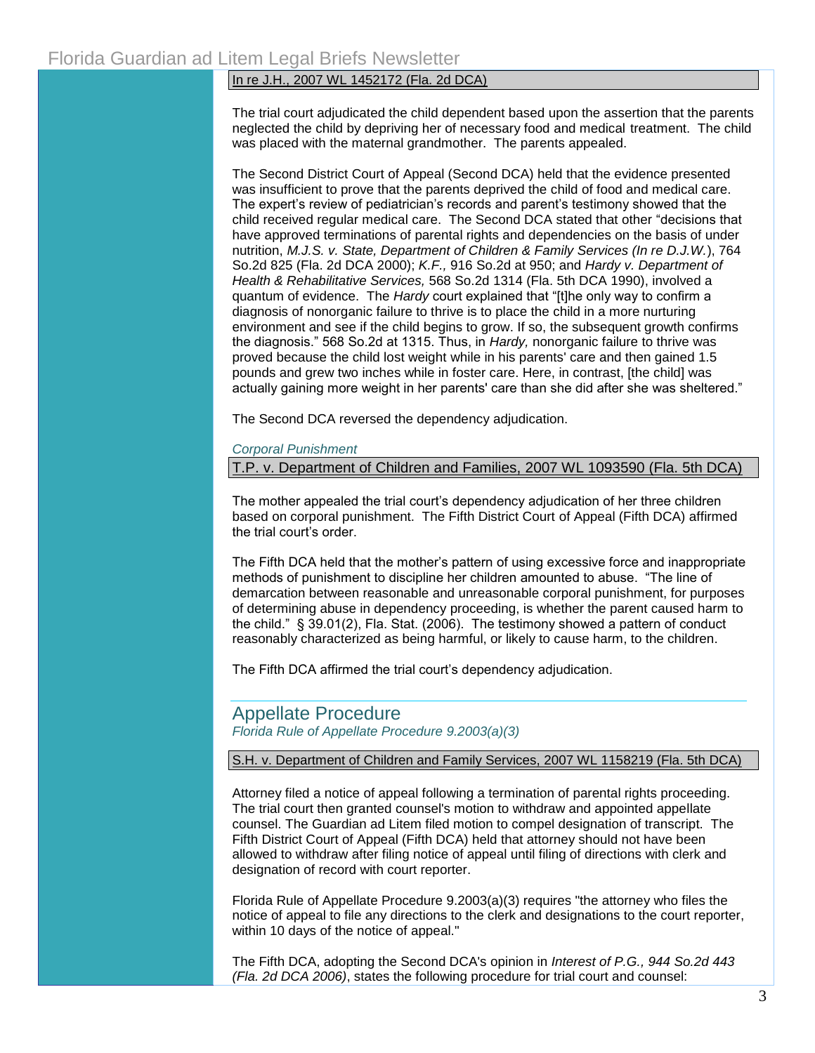### In re J.H., 2007 WL 1452172 (Fla. 2d DCA)

The trial court adjudicated the child dependent based upon the assertion that the parents neglected the child by depriving her of necessary food and medical treatment. The child was placed with the maternal grandmother. The parents appealed.

The Second District Court of Appeal (Second DCA) held that the evidence presented was insufficient to prove that the parents deprived the child of food and medical care. The expert's review of pediatrician's records and parent's testimony showed that the child received regular medical care. The Second DCA stated that other "decisions that have approved terminations of parental rights and dependencies on the basis of under nutrition, *M.J.S. v. State, Department of Children & Family Services (In re D.J.W.*), 764 So.2d 825 (Fla. 2d DCA 2000); *K.F.,* 916 So.2d at 950; and *Hardy v. Department of Health & Rehabilitative Services,* 568 So.2d 1314 (Fla. 5th DCA 1990), involved a quantum of evidence. The *Hardy* court explained that "[t]he only way to confirm a diagnosis of nonorganic failure to thrive is to place the child in a more nurturing environment and see if the child begins to grow. If so, the subsequent growth confirms the diagnosis." 568 So.2d at 1315. Thus, in *Hardy,* nonorganic failure to thrive was proved because the child lost weight while in his parents' care and then gained 1.5 pounds and grew two inches while in foster care. Here, in contrast, [the child] was actually gaining more weight in her parents' care than she did after she was sheltered."

The Second DCA reversed the dependency adjudication.

*Corporal Punishment*

### T.P. v. Department of Children and Families, 2007 WL 1093590 (Fla. 5th DCA)

The mother appealed the trial court's dependency adjudication of her three children based on corporal punishment. The Fifth District Court of Appeal (Fifth DCA) affirmed the trial court's order.

The Fifth DCA held that the mother's pattern of using excessive force and inappropriate methods of punishment to discipline her children amounted to abuse. "The line of demarcation between reasonable and unreasonable corporal punishment, for purposes of determining abuse in dependency proceeding, is whether the parent caused harm to the child." § 39.01(2), Fla. Stat. (2006). The testimony showed a pattern of conduct reasonably characterized as being harmful, or likely to cause harm, to the children.

The Fifth DCA affirmed the trial court's dependency adjudication.

## Appellate Procedure

*Florida Rule of Appellate Procedure 9.2003(a)(3)*

### S.H. v. Department of Children and Family Services, 2007 WL 1158219 (Fla. 5th DCA)

Attorney filed a notice of appeal following a termination of parental rights proceeding. The trial court then granted counsel's motion to withdraw and appointed appellate counsel. The Guardian ad Litem filed motion to compel designation of transcript. The Fifth District Court of Appeal (Fifth DCA) held that attorney should not have been allowed to withdraw after filing notice of appeal until filing of directions with clerk and designation of record with court reporter.

Florida Rule of Appellate Procedure 9.2003(a)(3) requires "the attorney who files the notice of appeal to file any directions to the clerk and designations to the court reporter, within 10 days of the notice of appeal."

The Fifth DCA, adopting the Second DCA's opinion in *Interest of P.G., 944 So.2d 443 (Fla. 2d DCA 2006)*, states the following procedure for trial court and counsel: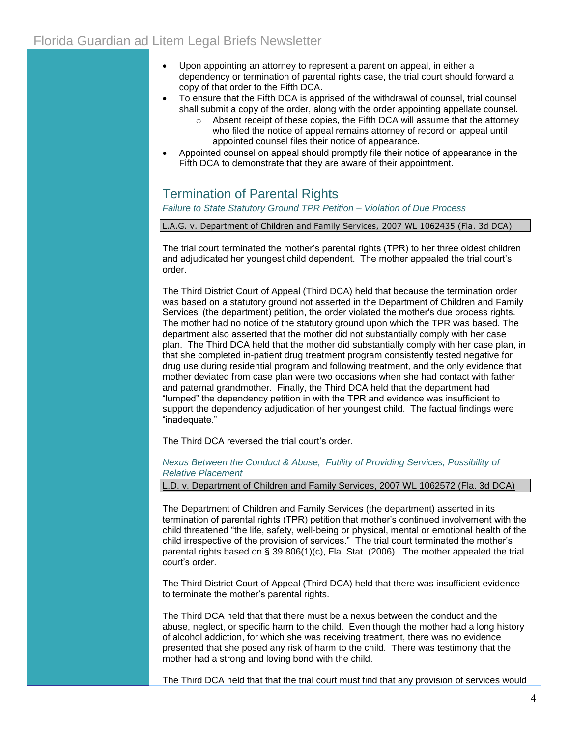- Upon appointing an attorney to represent a parent on appeal, in either a dependency or termination of parental rights case, the trial court should forward a copy of that order to the Fifth DCA.
- To ensure that the Fifth DCA is apprised of the withdrawal of counsel, trial counsel shall submit a copy of the order, along with the order appointing appellate counsel.
    - Absent receipt of these copies, the Fifth DCA will assume that the attorney who filed the notice of appeal remains attorney of record on appeal until appointed counsel files their notice of appearance.
- Appointed counsel on appeal should promptly file their notice of appearance in the Fifth DCA to demonstrate that they are aware of their appointment.

## Termination of Parental Rights

*Failure to State Statutory Ground TPR Petition – Violation of Due Process*

L.A.G. v. Department of Children and Family Services, 2007 WL 1062435 (Fla. 3d DCA)

The trial court terminated the mother's parental rights (TPR) to her three oldest children and adjudicated her youngest child dependent. The mother appealed the trial court's order.

The Third District Court of Appeal (Third DCA) held that because the termination order was based on a statutory ground not asserted in the Department of Children and Family Services' (the department) petition, the order violated the mother's due process rights. The mother had no notice of the statutory ground upon which the TPR was based. The department also asserted that the mother did not substantially comply with her case plan. The Third DCA held that the mother did substantially comply with her case plan, in that she completed in-patient drug treatment program consistently tested negative for drug use during residential program and following treatment, and the only evidence that mother deviated from case plan were two occasions when she had contact with father and paternal grandmother. Finally, the Third DCA held that the department had "lumped" the dependency petition in with the TPR and evidence was insufficient to support the dependency adjudication of her youngest child. The factual findings were "inadequate."

The Third DCA reversed the trial court's order.

*Nexus Between the Conduct & Abuse; Futility of Providing Services; Possibility of Relative Placement*

L.D. v. Department of Children and Family Services, 2007 WL 1062572 (Fla. 3d DCA)

The Department of Children and Family Services (the department) asserted in its termination of parental rights (TPR) petition that mother's continued involvement with the child threatened "the life, safety, well-being or physical, mental or emotional health of the child irrespective of the provision of services." The trial court terminated the mother's parental rights based on § 39.806(1)(c), Fla. Stat. (2006). The mother appealed the trial court's order.

The Third District Court of Appeal (Third DCA) held that there was insufficient evidence to terminate the mother's parental rights.

The Third DCA held that that there must be a nexus between the conduct and the abuse, neglect, or specific harm to the child. Even though the mother had a long history of alcohol addiction, for which she was receiving treatment, there was no evidence presented that she posed any risk of harm to the child. There was testimony that the mother had a strong and loving bond with the child.

The Third DCA held that that the trial court must find that any provision of services would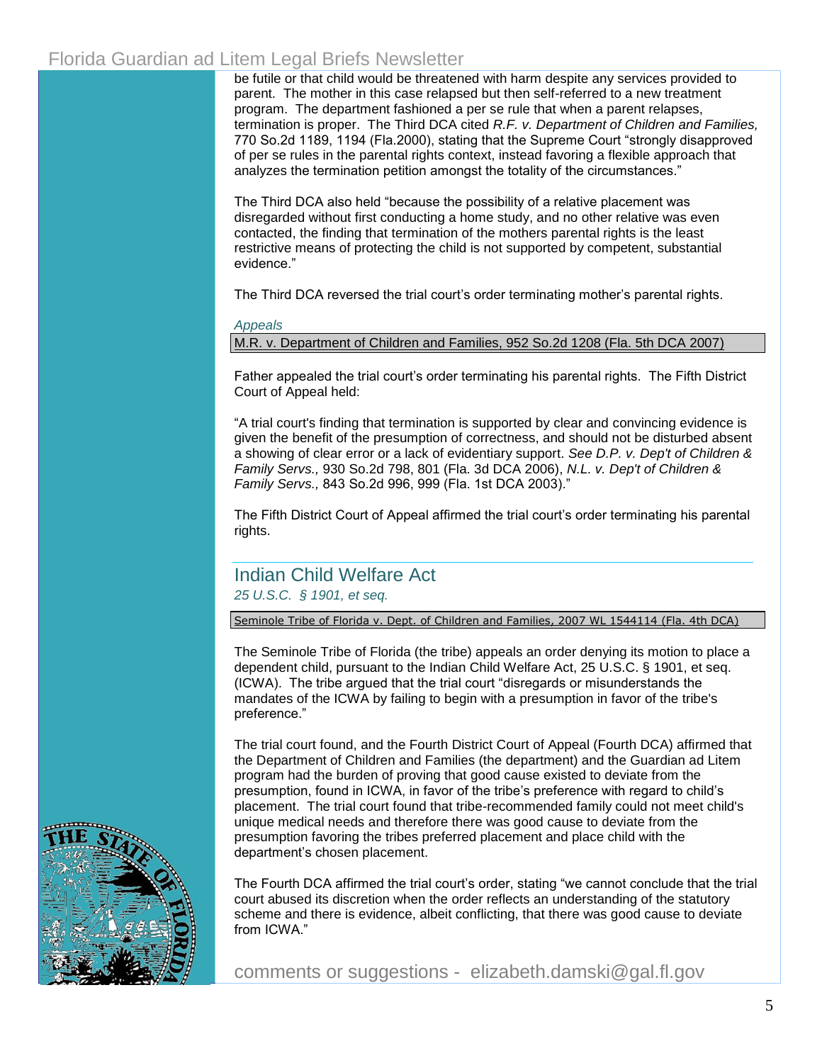be futile or that child would be threatened with harm despite any services provided to parent. The mother in this case relapsed but then self-referred to a new treatment program. The department fashioned a per se rule that when a parent relapses, termination is proper. The Third DCA cited *R.F. v. Department of Children and Families,* 770 So.2d 1189, 1194 (Fla.2000), stating that the Supreme Court "strongly disapproved of per se rules in the parental rights context, instead favoring a flexible approach that analyzes the termination petition amongst the totality of the circumstances."

The Third DCA also held "because the possibility of a relative placement was disregarded without first conducting a home study, and no other relative was even contacted, the finding that termination of the mothers parental rights is the least restrictive means of protecting the child is not supported by competent, substantial evidence."

The Third DCA reversed the trial court's order terminating mother's parental rights.

*Appeals*

M.R. v. Department of Children and Families, 952 So.2d 1208 (Fla. 5th DCA 2007)

Father appealed the trial court's order terminating his parental rights. The Fifth District Court of Appeal held:

"A trial court's finding that termination is supported by clear and convincing evidence is given the benefit of the presumption of correctness, and should not be disturbed absent a showing of clear error or a lack of evidentiary support. *See D.P. v. Dep't of Children & Family Servs.,* 930 So.2d 798, 801 (Fla. 3d DCA 2006), *N.L. v. Dep't of Children & Family Servs.,* 843 So.2d 996, 999 (Fla. 1st DCA 2003)."

The Fifth District Court of Appeal affirmed the trial court's order terminating his parental rights.

## Indian Child Welfare Act

*25 U.S.C. § 1901, et seq.*

Seminole Tribe of Florida v. Dept. of Children and Families, 2007 WL 1544114 (Fla. 4th DCA)

The Seminole Tribe of Florida (the tribe) appeals an order denying its motion to place a dependent child, pursuant to the Indian Child Welfare Act, 25 U.S.C. § 1901, et seq. (ICWA). The tribe argued that the trial court "disregards or misunderstands the mandates of the ICWA by failing to begin with a presumption in favor of the tribe's preference."

The trial court found, and the Fourth District Court of Appeal (Fourth DCA) affirmed that the Department of Children and Families (the department) and the Guardian ad Litem program had the burden of proving that good cause existed to deviate from the presumption, found in ICWA, in favor of the tribe's preference with regard to child's placement. The trial court found that tribe-recommended family could not meet child's unique medical needs and therefore there was good cause to deviate from the presumption favoring the tribes preferred placement and place child with the department's chosen placement.

The Fourth DCA affirmed the trial court's order, stating "we cannot conclude that the trial court abused its discretion when the order reflects an understanding of the statutory scheme and there is evidence, albeit conflicting, that there was good cause to deviate from ICWA."